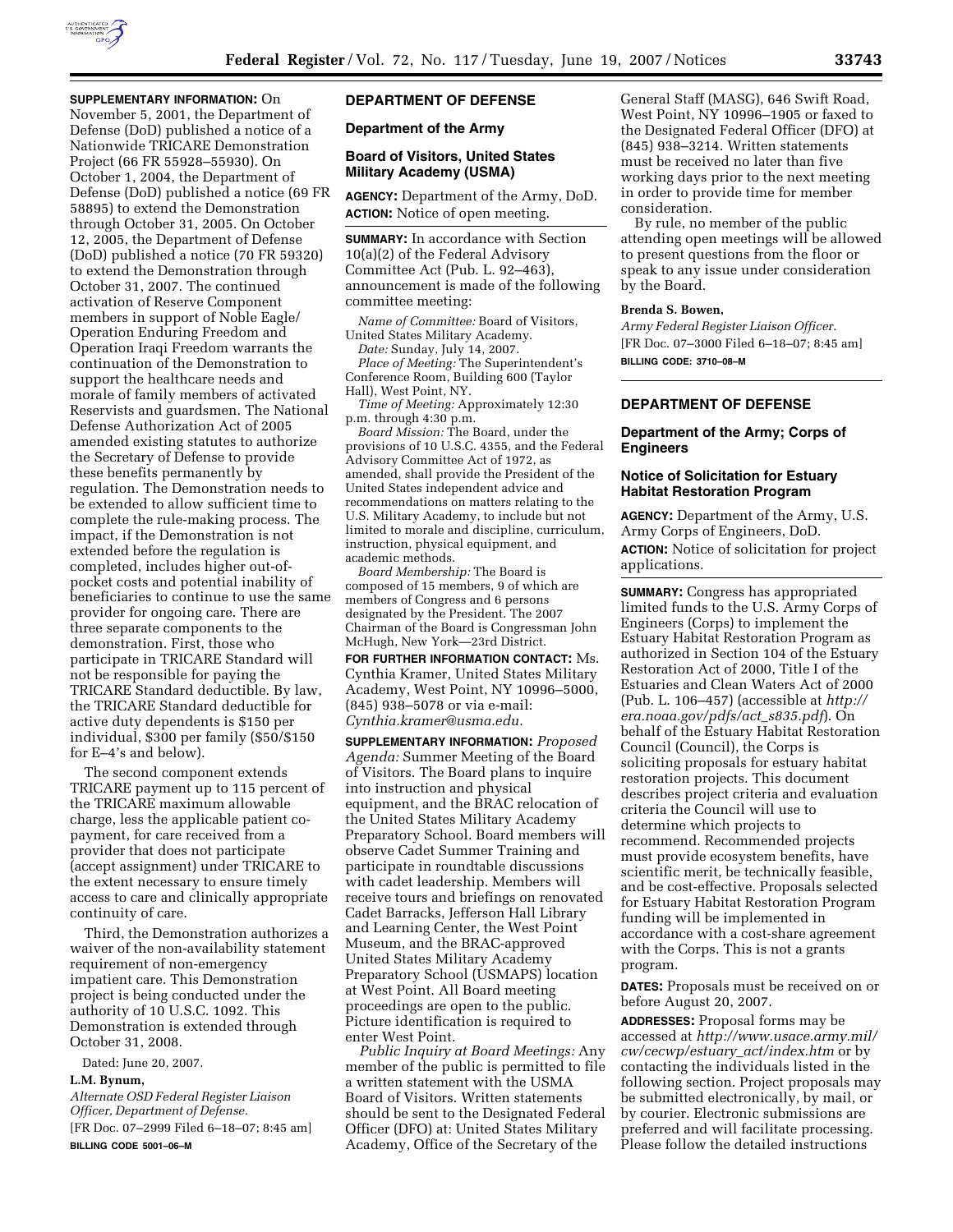**SUPPLEMENTARY INFORMATION:** On November 5, 2001, the Department of Defense (DoD) published a notice of a Nationwide TRICARE Demonstration Project (66 FR 55928–55930). On October 1, 2004, the Department of Defense (DoD) published a notice (69 FR 58895) to extend the Demonstration through October 31, 2005. On October 12, 2005, the Department of Defense (DoD) published a notice (70 FR 59320) to extend the Demonstration through October 31, 2007. The continued activation of Reserve Component members in support of Noble Eagle/Operation Enduring Freedom and Operation Iraqi Freedom warrants the continuation of the Demonstration to support the healthcare needs and morale of family members of activated Reservists and guardsmen. The National Defense Authorization Act of 2005 amended existing statutes to authorize the Secretary of Defense to provide these benefits permanently by regulation. The Demonstration needs to be extended to allow sufficient time to complete the rule-making process. The impact, if the Demonstration is not extended before the regulation is completed, includes higher out-of-pocket costs and potential inability of beneficiaries to continue to use the same provider for ongoing care. There are three separate components to the demonstration. First, those who participate in TRICARE Standard will not be responsible for paying the TRICARE Standard deductible. By law, the TRICARE Standard deductible for active duty dependents is $150 per individual, $300 per family ($50/$150 for E–4's and below).

The second component extends TRICARE payment up to 115 percent of the TRICARE maximum allowable charge, less the applicable patient co-payment, for care received from a provider that does not participate (accept assignment) under TRICARE to the extent necessary to ensure timely access to care and clinically appropriate continuity of care.

Third, the Demonstration authorizes a waiver of the non-availability statement requirement of non-emergency impatient care. This Demonstration project is being conducted under the authority of 10 U.S.C. 1092. This Demonstration is extended through October 31, 2008.

Dated: June 20, 2007.

**L.M. Bynum,**

*Alternate OSD Federal Register Liaison Officer, Department of Defense.*

[FR Doc. 07–2999 Filed 6–18–07; 8:45 am]

**BILLING CODE 5001–06–M**

## DEPARTMENT OF DEFENSE

### Department of the Army

### Board of Visitors, United States Military Academy (USMA)

**AGENCY:** Department of the Army, DoD.

**ACTION:** Notice of open meeting.

**SUMMARY:** In accordance with Section 10(a)(2) of the Federal Advisory Committee Act (Pub. L. 92–463), announcement is made of the following committee meeting:

*Name of Committee:* Board of Visitors, United States Military Academy.

*Date:* Sunday, July 14, 2007.

*Place of Meeting:* The Superintendent's Conference Room, Building 600 (Taylor Hall), West Point, NY.

*Time of Meeting:* Approximately 12:30 p.m. through 4:30 p.m.

*Board Mission:* The Board, under the provisions of 10 U.S.C. 4355, and the Federal Advisory Committee Act of 1972, as amended, shall provide the President of the United States independent advice and recommendations on matters relating to the U.S. Military Academy, to include but not limited to morale and discipline, curriculum, instruction, physical equipment, and academic methods.

*Board Membership:* The Board is composed of 15 members, 9 of which are members of Congress and 6 persons designated by the President. The 2007 Chairman of the Board is Congressman John McHugh, New York—23rd District.

**FOR FURTHER INFORMATION CONTACT:** Ms. Cynthia Kramer, United States Military Academy, West Point, NY 10996–5000, (845) 938–5078 or via e-mail: *Cynthia.kramer@usma.edu.*

**SUPPLEMENTARY INFORMATION:** *Proposed Agenda:* Summer Meeting of the Board of Visitors. The Board plans to inquire into instruction and physical equipment, and the BRAC relocation of the United States Military Academy Preparatory School. Board members will observe Cadet Summer Training and participate in roundtable discussions with cadet leadership. Members will receive tours and briefings on renovated Cadet Barracks, Jefferson Hall Library and Learning Center, the West Point Museum, and the BRAC-approved United States Military Academy Preparatory School (USMAPS) location at West Point. All Board meeting proceedings are open to the public. Picture identification is required to enter West Point.

*Public Inquiry at Board Meetings:* Any member of the public is permitted to file a written statement with the USMA Board of Visitors. Written statements should be sent to the Designated Federal Officer (DFO) at: United States Military Academy, Office of the Secretary of the General Staff (MASG), 646 Swift Road, West Point, NY 10996–1905 or faxed to the Designated Federal Officer (DFO) at (845) 938–3214. Written statements must be received no later than five working days prior to the next meeting in order to provide time for member consideration.

By rule, no member of the public attending open meetings will be allowed to present questions from the floor or speak to any issue under consideration by the Board.

**Brenda S. Bowen,**

*Army Federal Register Liaison Officer.*

[FR Doc. 07–3000 Filed 6–18–07; 8:45 am]

**BILLING CODE: 3710–08–M**

## DEPARTMENT OF DEFENSE

### Department of the Army; Corps of Engineers

### Notice of Solicitation for Estuary Habitat Restoration Program

**AGENCY:** Department of the Army, U.S. Army Corps of Engineers, DoD.

**ACTION:** Notice of solicitation for project applications.

**SUMMARY:** Congress has appropriated limited funds to the U.S. Army Corps of Engineers (Corps) to implement the Estuary Habitat Restoration Program as authorized in Section 104 of the Estuary Restoration Act of 2000, Title I of the Estuaries and Clean Waters Act of 2000 (Pub. L. 106–457) (accessible at *http://era.noaa.gov/pdfs/act_s835.pdf*). On behalf of the Estuary Habitat Restoration Council (Council), the Corps is soliciting proposals for estuary habitat restoration projects. This document describes project criteria and evaluation criteria the Council will use to determine which projects to recommend. Recommended projects must provide ecosystem benefits, have scientific merit, be technically feasible, and be cost-effective. Proposals selected for Estuary Habitat Restoration Program funding will be implemented in accordance with a cost-share agreement with the Corps. This is not a grants program.

**DATES:** Proposals must be received on or before August 20, 2007.

**ADDRESSES:** Proposal forms may be accessed at *http://www.usace.army.mil/cw/cecwp/estuary_act/index.htm* or by contacting the individuals listed in the following section. Project proposals may be submitted electronically, by mail, or by courier. Electronic submissions are preferred and will facilitate processing. Please follow the detailed instructions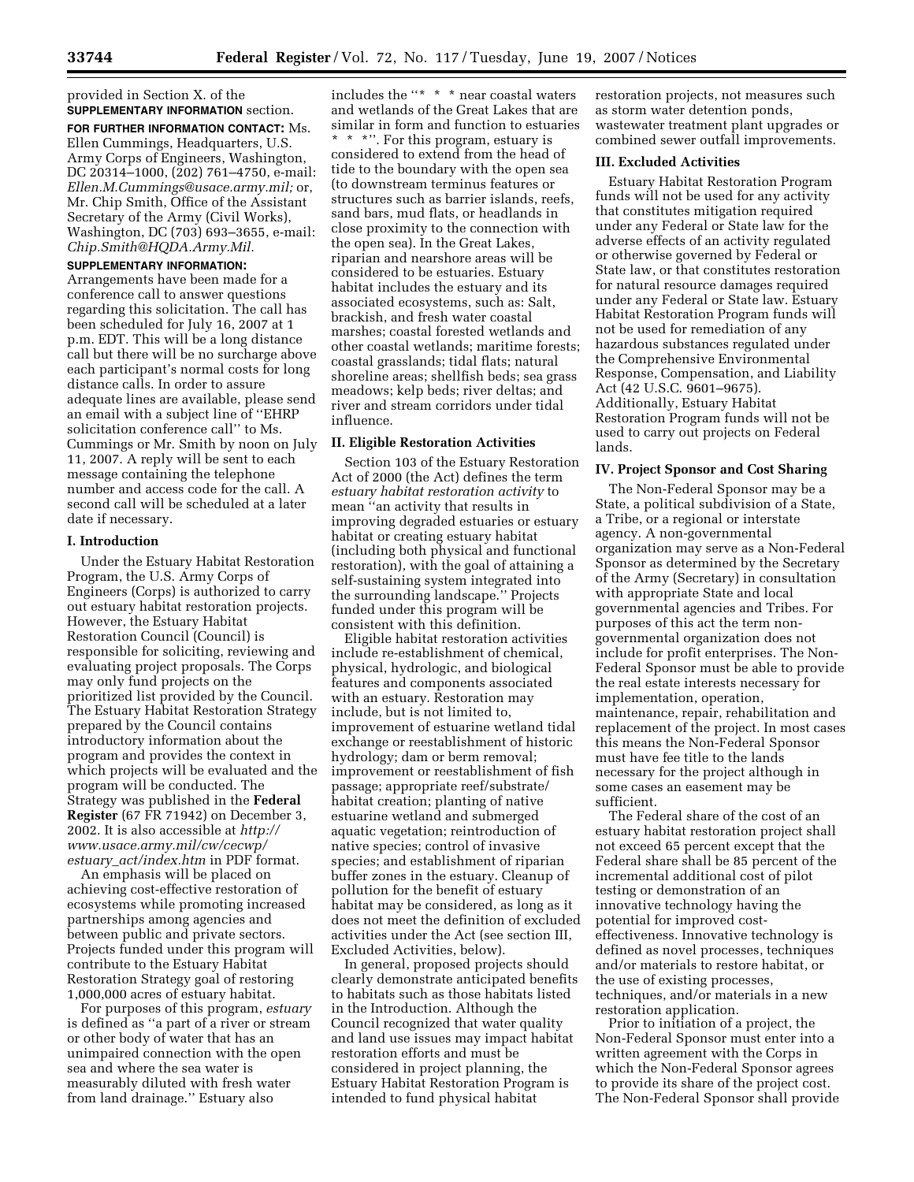provided in Section X. of the **SUPPLEMENTARY INFORMATION** section.

**FOR FURTHER INFORMATION CONTACT:** Ms. Ellen Cummings, Headquarters, U.S. Army Corps of Engineers, Washington, DC 20314–1000, (202) 761–4750, e-mail: *Ellen.M.Cummings@usace.army.mil;* or, Mr. Chip Smith, Office of the Assistant Secretary of the Army (Civil Works), Washington, DC (703) 693–3655, e-mail: *Chip.Smith@HQDA.Army.Mil.*

**SUPPLEMENTARY INFORMATION:** Arrangements have been made for a conference call to answer questions regarding this solicitation. The call has been scheduled for July 16, 2007 at 1 p.m. EDT. This will be a long distance call but there will be no surcharge above each participant's normal costs for long distance calls. In order to assure adequate lines are available, please send an email with a subject line of ''EHRP solicitation conference call'' to Ms. Cummings or Mr. Smith by noon on July 11, 2007. A reply will be sent to each message containing the telephone number and access code for the call. A second call will be scheduled at a later date if necessary.

## I. Introduction

Under the Estuary Habitat Restoration Program, the U.S. Army Corps of Engineers (Corps) is authorized to carry out estuary habitat restoration projects. However, the Estuary Habitat Restoration Council (Council) is responsible for soliciting, reviewing and evaluating project proposals. The Corps may only fund projects on the prioritized list provided by the Council. The Estuary Habitat Restoration Strategy prepared by the Council contains introductory information about the program and provides the context in which projects will be evaluated and the program will be conducted. The Strategy was published in the **Federal Register** (67 FR 71942) on December 3, 2002. It is also accessible at *http://www.usace.army.mil/cw/cecwp/estuary_act/index.htm* in PDF format.

An emphasis will be placed on achieving cost-effective restoration of ecosystems while promoting increased partnerships among agencies and between public and private sectors. Projects funded under this program will contribute to the Estuary Habitat Restoration Strategy goal of restoring 1,000,000 acres of estuary habitat.

For purposes of this program, *estuary* is defined as ''a part of a river or stream or other body of water that has an unimpaired connection with the open sea and where the sea water is measurably diluted with fresh water from land drainage.'' Estuary also includes the ''* * * near coastal waters and wetlands of the Great Lakes that are similar in form and function to estuaries * * *''. For this program, estuary is considered to extend from the head of tide to the boundary with the open sea (to downstream terminus features or structures such as barrier islands, reefs, sand bars, mud flats, or headlands in close proximity to the connection with the open sea). In the Great Lakes, riparian and nearshore areas will be considered to be estuaries. Estuary habitat includes the estuary and its associated ecosystems, such as: Salt, brackish, and fresh water coastal marshes; coastal forested wetlands and other coastal wetlands; maritime forests; coastal grasslands; tidal flats; natural shoreline areas; shellfish beds; sea grass meadows; kelp beds; river deltas; and river and stream corridors under tidal influence.

## II. Eligible Restoration Activities

Section 103 of the Estuary Restoration Act of 2000 (the Act) defines the term *estuary habitat restoration activity* to mean ''an activity that results in improving degraded estuaries or estuary habitat or creating estuary habitat (including both physical and functional restoration), with the goal of attaining a self-sustaining system integrated into the surrounding landscape.'' Projects funded under this program will be consistent with this definition.

Eligible habitat restoration activities include re-establishment of chemical, physical, hydrologic, and biological features and components associated with an estuary. Restoration may include, but is not limited to, improvement of estuarine wetland tidal exchange or reestablishment of historic hydrology; dam or berm removal; improvement or reestablishment of fish passage; appropriate reef/substrate/habitat creation; planting of native estuarine wetland and submerged aquatic vegetation; reintroduction of native species; control of invasive species; and establishment of riparian buffer zones in the estuary. Cleanup of pollution for the benefit of estuary habitat may be considered, as long as it does not meet the definition of excluded activities under the Act (see section III, Excluded Activities, below).

In general, proposed projects should clearly demonstrate anticipated benefits to habitats such as those habitats listed in the Introduction. Although the Council recognized that water quality and land use issues may impact habitat restoration efforts and must be considered in project planning, the Estuary Habitat Restoration Program is intended to fund physical habitat restoration projects, not measures such as storm water detention ponds, wastewater treatment plant upgrades or combined sewer outfall improvements.

## III. Excluded Activities

Estuary Habitat Restoration Program funds will not be used for any activity that constitutes mitigation required under any Federal or State law for the adverse effects of an activity regulated or otherwise governed by Federal or State law, or that constitutes restoration for natural resource damages required under any Federal or State law. Estuary Habitat Restoration Program funds will not be used for remediation of any hazardous substances regulated under the Comprehensive Environmental Response, Compensation, and Liability Act (42 U.S.C. 9601–9675). Additionally, Estuary Habitat Restoration Program funds will not be used to carry out projects on Federal lands.

## IV. Project Sponsor and Cost Sharing

The Non-Federal Sponsor may be a State, a political subdivision of a State, a Tribe, or a regional or interstate agency. A non-governmental organization may serve as a Non-Federal Sponsor as determined by the Secretary of the Army (Secretary) in consultation with appropriate State and local governmental agencies and Tribes. For purposes of this act the term non-governmental organization does not include for profit enterprises. The Non-Federal Sponsor must be able to provide the real estate interests necessary for implementation, operation, maintenance, repair, rehabilitation and replacement of the project. In most cases this means the Non-Federal Sponsor must have fee title to the lands necessary for the project although in some cases an easement may be sufficient.

The Federal share of the cost of an estuary habitat restoration project shall not exceed 65 percent except that the Federal share shall be 85 percent of the incremental additional cost of pilot testing or demonstration of an innovative technology having the potential for improved cost-effectiveness. Innovative technology is defined as novel processes, techniques and/or materials to restore habitat, or the use of existing processes, techniques, and/or materials in a new restoration application.

Prior to initiation of a project, the Non-Federal Sponsor must enter into a written agreement with the Corps in which the Non-Federal Sponsor agrees to provide its share of the project cost. The Non-Federal Sponsor shall provide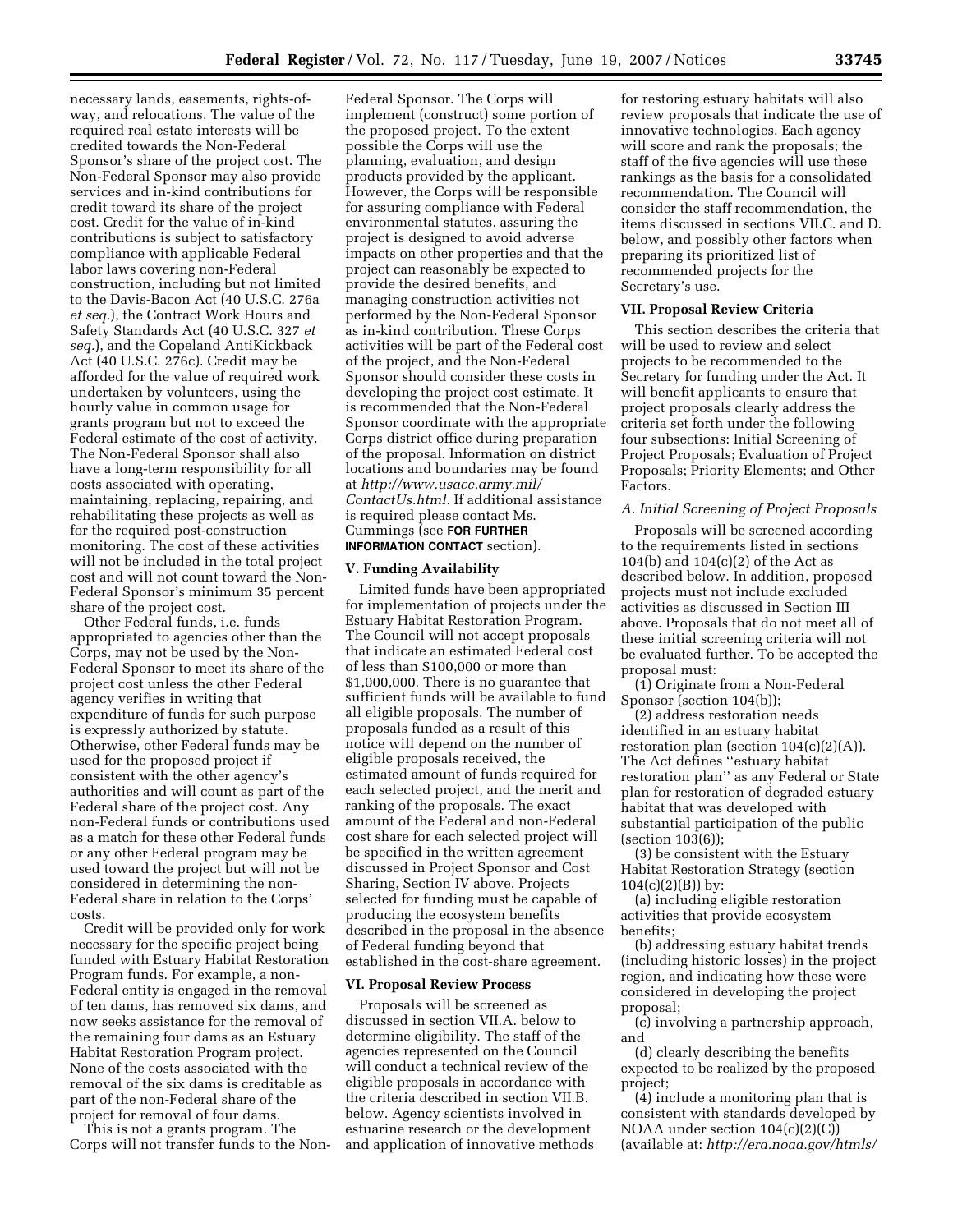necessary lands, easements, rights-of-way, and relocations. The value of the required real estate interests will be credited towards the Non-Federal Sponsor's share of the project cost. The Non-Federal Sponsor may also provide services and in-kind contributions for credit toward its share of the project cost. Credit for the value of in-kind contributions is subject to satisfactory compliance with applicable Federal labor laws covering non-Federal construction, including but not limited to the Davis-Bacon Act (40 U.S.C. 276a *et seq.*), the Contract Work Hours and Safety Standards Act (40 U.S.C. 327 *et seq.*), and the Copeland AntiKickback Act (40 U.S.C. 276c). Credit may be afforded for the value of required work undertaken by volunteers, using the hourly value in common usage for grants program but not to exceed the Federal estimate of the cost of activity. The Non-Federal Sponsor shall also have a long-term responsibility for all costs associated with operating, maintaining, replacing, repairing, and rehabilitating these projects as well as for the required post-construction monitoring. The cost of these activities will not be included in the total project cost and will not count toward the Non-Federal Sponsor's minimum 35 percent share of the project cost.

Other Federal funds, i.e. funds appropriated to agencies other than the Corps, may not be used by the Non-Federal Sponsor to meet its share of the project cost unless the other Federal agency verifies in writing that expenditure of funds for such purpose is expressly authorized by statute. Otherwise, other Federal funds may be used for the proposed project if consistent with the other agency's authorities and will count as part of the Federal share of the project cost. Any non-Federal funds or contributions used as a match for these other Federal funds or any other Federal program may be used toward the project but will not be considered in determining the non-Federal share in relation to the Corps' costs.

Credit will be provided only for work necessary for the specific project being funded with Estuary Habitat Restoration Program funds. For example, a non-Federal entity is engaged in the removal of ten dams, has removed six dams, and now seeks assistance for the removal of the remaining four dams as an Estuary Habitat Restoration Program project. None of the costs associated with the removal of the six dams is creditable as part of the non-Federal share of the project for removal of four dams.

This is not a grants program. The Corps will not transfer funds to the Non-Federal Sponsor. The Corps will implement (construct) some portion of the proposed project. To the extent possible the Corps will use the planning, evaluation, and design products provided by the applicant. However, the Corps will be responsible for assuring compliance with Federal environmental statutes, assuring the project is designed to avoid adverse impacts on other properties and that the project can reasonably be expected to provide the desired benefits, and managing construction activities not performed by the Non-Federal Sponsor as in-kind contribution. These Corps activities will be part of the Federal cost of the project, and the Non-Federal Sponsor should consider these costs in developing the project cost estimate. It is recommended that the Non-Federal Sponsor coordinate with the appropriate Corps district office during preparation of the proposal. Information on district locations and boundaries may be found at *http://www.usace.army.mil/ContactUs.html*. If additional assistance is required please contact Ms. Cummings (see **FOR FURTHER INFORMATION CONTACT** section).

## V. Funding Availability

Limited funds have been appropriated for implementation of projects under the Estuary Habitat Restoration Program. The Council will not accept proposals that indicate an estimated Federal cost of less than $100,000 or more than $1,000,000. There is no guarantee that sufficient funds will be available to fund all eligible proposals. The number of proposals funded as a result of this notice will depend on the number of eligible proposals received, the estimated amount of funds required for each selected project, and the merit and ranking of the proposals. The exact amount of the Federal and non-Federal cost share for each selected project will be specified in the written agreement discussed in Project Sponsor and Cost Sharing, Section IV above. Projects selected for funding must be capable of producing the ecosystem benefits described in the proposal in the absence of Federal funding beyond that established in the cost-share agreement.

## VI. Proposal Review Process

Proposals will be screened as discussed in section VII.A. below to determine eligibility. The staff of the agencies represented on the Council will conduct a technical review of the eligible proposals in accordance with the criteria described in section VII.B. below. Agency scientists involved in estuarine research or the development and application of innovative methods for restoring estuary habitats will also review proposals that indicate the use of innovative technologies. Each agency will score and rank the proposals; the staff of the five agencies will use these rankings as the basis for a consolidated recommendation. The Council will consider the staff recommendation, the items discussed in sections VII.C. and D. below, and possibly other factors when preparing its prioritized list of recommended projects for the Secretary's use.

## VII. Proposal Review Criteria

This section describes the criteria that will be used to review and select projects to be recommended to the Secretary for funding under the Act. It will benefit applicants to ensure that project proposals clearly address the criteria set forth under the following four subsections: Initial Screening of Project Proposals; Evaluation of Project Proposals; Priority Elements; and Other Factors.

### *A. Initial Screening of Project Proposals*

Proposals will be screened according to the requirements listed in sections 104(b) and 104(c)(2) of the Act as described below. In addition, proposed projects must not include excluded activities as discussed in Section III above. Proposals that do not meet all of these initial screening criteria will not be evaluated further. To be accepted the proposal must:

(1) Originate from a Non-Federal Sponsor (section 104(b));

(2) address restoration needs identified in an estuary habitat restoration plan (section 104(c)(2)(A)). The Act defines "estuary habitat restoration plan" as any Federal or State plan for restoration of degraded estuary habitat that was developed with substantial participation of the public (section 103(6));

(3) be consistent with the Estuary Habitat Restoration Strategy (section 104(c)(2)(B)) by:

(a) including eligible restoration activities that provide ecosystem benefits;

(b) addressing estuary habitat trends (including historic losses) in the project region, and indicating how these were considered in developing the project proposal;

(c) involving a partnership approach, and

(d) clearly describing the benefits expected to be realized by the proposed project;

(4) include a monitoring plan that is consistent with standards developed by NOAA under section 104(c)(2)(C)) (available at: *http://era.noaa.gov/htmls/*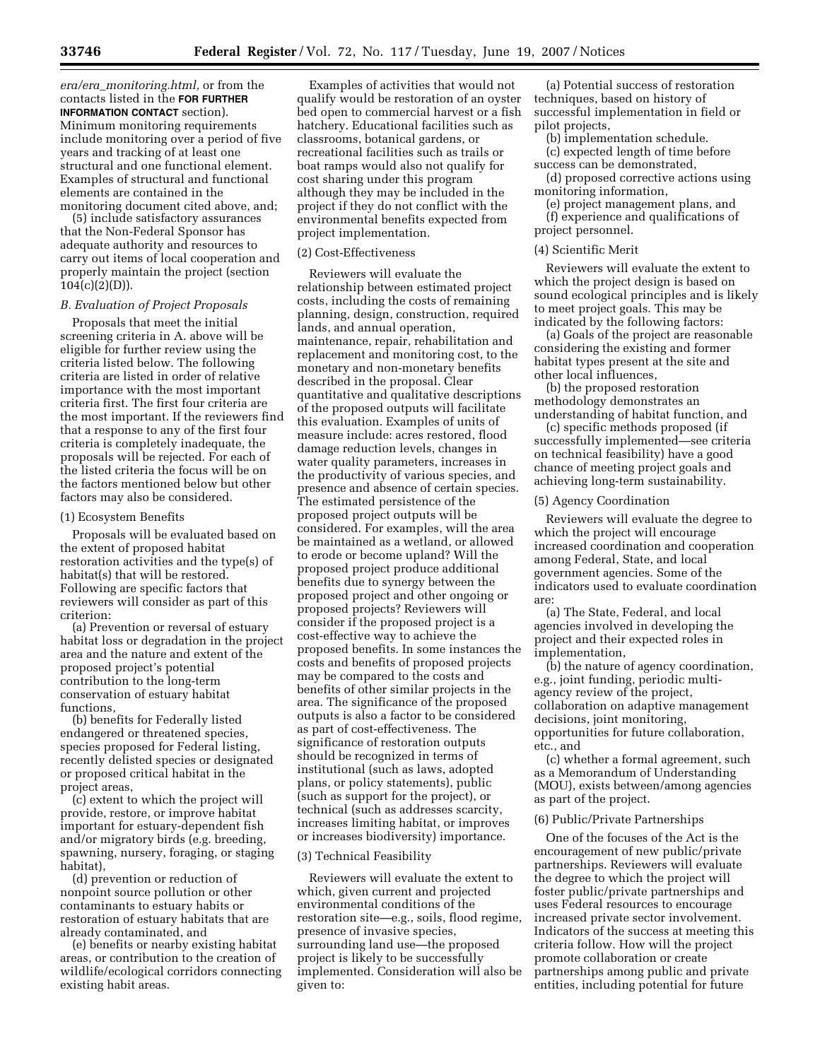*era/era_monitoring.html,* or from the contacts listed in the **FOR FURTHER INFORMATION CONTACT** section). Minimum monitoring requirements include monitoring over a period of five years and tracking of at least one structural and one functional element. Examples of structural and functional elements are contained in the monitoring document cited above, and;

(5) include satisfactory assurances that the Non-Federal Sponsor has adequate authority and resources to carry out items of local cooperation and properly maintain the project (section 104(c)(2)(D)).

### *B. Evaluation of Project Proposals*

Proposals that meet the initial screening criteria in A. above will be eligible for further review using the criteria listed below. The following criteria are listed in order of relative importance with the most important criteria first. The first four criteria are the most important. If the reviewers find that a response to any of the first four criteria is completely inadequate, the proposals will be rejected. For each of the listed criteria the focus will be on the factors mentioned below but other factors may also be considered.

#### (1) Ecosystem Benefits

Proposals will be evaluated based on the extent of proposed habitat restoration activities and the type(s) of habitat(s) that will be restored. Following are specific factors that reviewers will consider as part of this criterion:

(a) Prevention or reversal of estuary habitat loss or degradation in the project area and the nature and extent of the proposed project's potential contribution to the long-term conservation of estuary habitat functions,

(b) benefits for Federally listed endangered or threatened species, species proposed for Federal listing, recently delisted species or designated or proposed critical habitat in the project areas,

(c) extent to which the project will provide, restore, or improve habitat important for estuary-dependent fish and/or migratory birds (e.g. breeding, spawning, nursery, foraging, or staging habitat),

(d) prevention or reduction of nonpoint source pollution or other contaminants to estuary habits or restoration of estuary habitats that are already contaminated, and

(e) benefits or nearby existing habitat areas, or contribution to the creation of wildlife/ecological corridors connecting existing habit areas.

Examples of activities that would not qualify would be restoration of an oyster bed open to commercial harvest or a fish hatchery. Educational facilities such as classrooms, botanical gardens, or recreational facilities such as trails or boat ramps would also not qualify for cost sharing under this program although they may be included in the project if they do not conflict with the environmental benefits expected from project implementation.

#### (2) Cost-Effectiveness

Reviewers will evaluate the relationship between estimated project costs, including the costs of remaining planning, design, construction, required lands, and annual operation, maintenance, repair, rehabilitation and replacement and monitoring cost, to the monetary and non-monetary benefits described in the proposal. Clear quantitative and qualitative descriptions of the proposed outputs will facilitate this evaluation. Examples of units of measure include: acres restored, flood damage reduction levels, changes in water quality parameters, increases in the productivity of various species, and presence and absence of certain species. The estimated persistence of the proposed project outputs will be considered. For examples, will the area be maintained as a wetland, or allowed to erode or become upland? Will the proposed project produce additional benefits due to synergy between the proposed project and other ongoing or proposed projects? Reviewers will consider if the proposed project is a cost-effective way to achieve the proposed benefits. In some instances the costs and benefits of proposed projects may be compared to the costs and benefits of other similar projects in the area. The significance of the proposed outputs is also a factor to be considered as part of cost-effectiveness. The significance of restoration outputs should be recognized in terms of institutional (such as laws, adopted plans, or policy statements), public (such as support for the project), or technical (such as addresses scarcity, increases limiting habitat, or improves or increases biodiversity) importance.

#### (3) Technical Feasibility

Reviewers will evaluate the extent to which, given current and projected environmental conditions of the restoration site—e.g., soils, flood regime, presence of invasive species, surrounding land use—the proposed project is likely to be successfully implemented. Consideration will also be given to:

(a) Potential success of restoration techniques, based on history of successful implementation in field or pilot projects,

(b) implementation schedule.

(c) expected length of time before success can be demonstrated,

(d) proposed corrective actions using monitoring information,

(e) project management plans, and

(f) experience and qualifications of project personnel.

#### (4) Scientific Merit

Reviewers will evaluate the extent to which the project design is based on sound ecological principles and is likely to meet project goals. This may be indicated by the following factors:

(a) Goals of the project are reasonable considering the existing and former habitat types present at the site and other local influences,

(b) the proposed restoration methodology demonstrates an understanding of habitat function, and

(c) specific methods proposed (if successfully implemented—see criteria on technical feasibility) have a good chance of meeting project goals and achieving long-term sustainability.

#### (5) Agency Coordination

Reviewers will evaluate the degree to which the project will encourage increased coordination and cooperation among Federal, State, and local government agencies. Some of the indicators used to evaluate coordination are:

(a) The State, Federal, and local agencies involved in developing the project and their expected roles in implementation,

(b) the nature of agency coordination, e.g., joint funding, periodic multi-agency review of the project, collaboration on adaptive management decisions, joint monitoring, opportunities for future collaboration, etc., and

(c) whether a formal agreement, such as a Memorandum of Understanding (MOU), exists between/among agencies as part of the project.

#### (6) Public/Private Partnerships

One of the focuses of the Act is the encouragement of new public/private partnerships. Reviewers will evaluate the degree to which the project will foster public/private partnerships and uses Federal resources to encourage increased private sector involvement. Indicators of the success at meeting this criteria follow. How will the project promote collaboration or create partnerships among public and private entities, including potential for future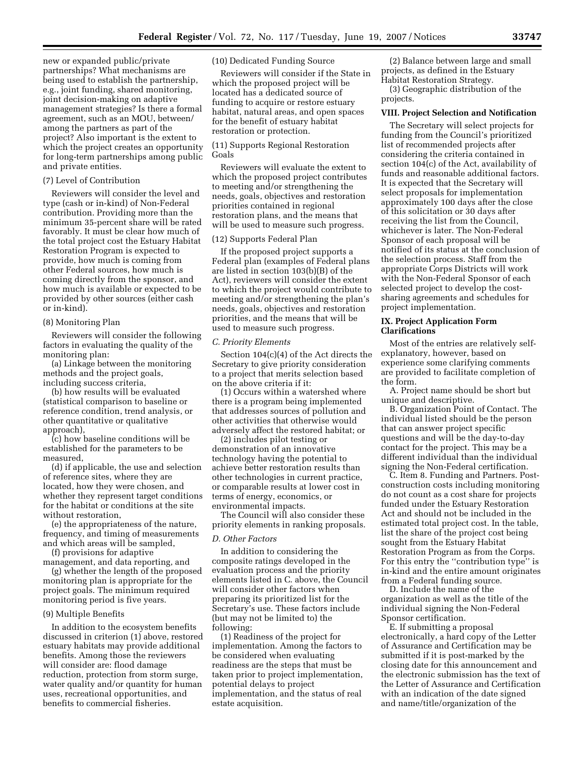new or expanded public/private partnerships? What mechanisms are being used to establish the partnership, e.g., joint funding, shared monitoring, joint decision-making on adaptive management strategies? Is there a formal agreement, such as an MOU, between/among the partners as part of the project? Also important is the extent to which the project creates an opportunity for long-term partnerships among public and private entities.

(7) Level of Contribution

Reviewers will consider the level and type (cash or in-kind) of Non-Federal contribution. Providing more than the minimum 35-percent share will be rated favorably. It must be clear how much of the total project cost the Estuary Habitat Restoration Program is expected to provide, how much is coming from other Federal sources, how much is coming directly from the sponsor, and how much is available or expected to be provided by other sources (either cash or in-kind).

(8) Monitoring Plan

Reviewers will consider the following factors in evaluating the quality of the monitoring plan:

(a) Linkage between the monitoring methods and the project goals, including success criteria,

(b) how results will be evaluated (statistical comparison to baseline or reference condition, trend analysis, or other quantitative or qualitative approach),

(c) how baseline conditions will be established for the parameters to be measured,

(d) if applicable, the use and selection of reference sites, where they are located, how they were chosen, and whether they represent target conditions for the habitat or conditions at the site without restoration,

(e) the appropriateness of the nature, frequency, and timing of measurements and which areas will be sampled,

(f) provisions for adaptive management, and data reporting, and

(g) whether the length of the proposed monitoring plan is appropriate for the project goals. The minimum required monitoring period is five years.

(9) Multiple Benefits

In addition to the ecosystem benefits discussed in criterion (1) above, restored estuary habitats may provide additional benefits. Among those the reviewers will consider are: flood damage reduction, protection from storm surge, water quality and/or quantity for human uses, recreational opportunities, and benefits to commercial fisheries.

(10) Dedicated Funding Source

Reviewers will consider if the State in which the proposed project will be located has a dedicated source of funding to acquire or restore estuary habitat, natural areas, and open spaces for the benefit of estuary habitat restoration or protection.

(11) Supports Regional Restoration Goals

Reviewers will evaluate the extent to which the proposed project contributes to meeting and/or strengthening the needs, goals, objectives and restoration priorities contained in regional restoration plans, and the means that will be used to measure such progress.

(12) Supports Federal Plan

If the proposed project supports a Federal plan (examples of Federal plans are listed in section 103(b)(B) of the Act), reviewers will consider the extent to which the project would contribute to meeting and/or strengthening the plan's needs, goals, objectives and restoration priorities, and the means that will be used to measure such progress.

*C. Priority Elements*

Section 104(c)(4) of the Act directs the Secretary to give priority consideration to a project that merits selection based on the above criteria if it:

(1) Occurs within a watershed where there is a program being implemented that addresses sources of pollution and other activities that otherwise would adversely affect the restored habitat; or

(2) includes pilot testing or demonstration of an innovative technology having the potential to achieve better restoration results than other technologies in current practice, or comparable results at lower cost in terms of energy, economics, or environmental impacts.

The Council will also consider these priority elements in ranking proposals.

*D. Other Factors*

In addition to considering the composite ratings developed in the evaluation process and the priority elements listed in C. above, the Council will consider other factors when preparing its prioritized list for the Secretary's use. These factors include (but may not be limited to) the following:

(1) Readiness of the project for implementation. Among the factors to be considered when evaluating readiness are the steps that must be taken prior to project implementation, potential delays to project implementation, and the status of real estate acquisition.

(2) Balance between large and small projects, as defined in the Estuary Habitat Restoration Strategy.

(3) Geographic distribution of the projects.

**VIII. Project Selection and Notification**

The Secretary will select projects for funding from the Council's prioritized list of recommended projects after considering the criteria contained in section 104(c) of the Act, availability of funds and reasonable additional factors. It is expected that the Secretary will select proposals for implementation approximately 100 days after the close of this solicitation or 30 days after receiving the list from the Council, whichever is later. The Non-Federal Sponsor of each proposal will be notified of its status at the conclusion of the selection process. Staff from the appropriate Corps Districts will work with the Non-Federal Sponsor of each selected project to develop the cost-sharing agreements and schedules for project implementation.

**IX. Project Application Form Clarifications**

Most of the entries are relatively self-explanatory, however, based on experience some clarifying comments are provided to facilitate completion of the form.

A. Project name should be short but unique and descriptive.

B. Organization Point of Contact. The individual listed should be the person that can answer project specific questions and will be the day-to-day contact for the project. This may be a different individual than the individual signing the Non-Federal certification.

C. Item 8. Funding and Partners. Post-construction costs including monitoring do not count as a cost share for projects funded under the Estuary Restoration Act and should not be included in the estimated total project cost. In the table, list the share of the project cost being sought from the Estuary Habitat Restoration Program as from the Corps. For this entry the "contribution type" is in-kind and the entire amount originates from a Federal funding source.

D. Include the name of the organization as well as the title of the individual signing the Non-Federal Sponsor certification.

E. If submitting a proposal electronically, a hard copy of the Letter of Assurance and Certification may be submitted if it is post-marked by the closing date for this announcement and the electronic submission has the text of the Letter of Assurance and Certification with an indication of the date signed and name/title/organization of the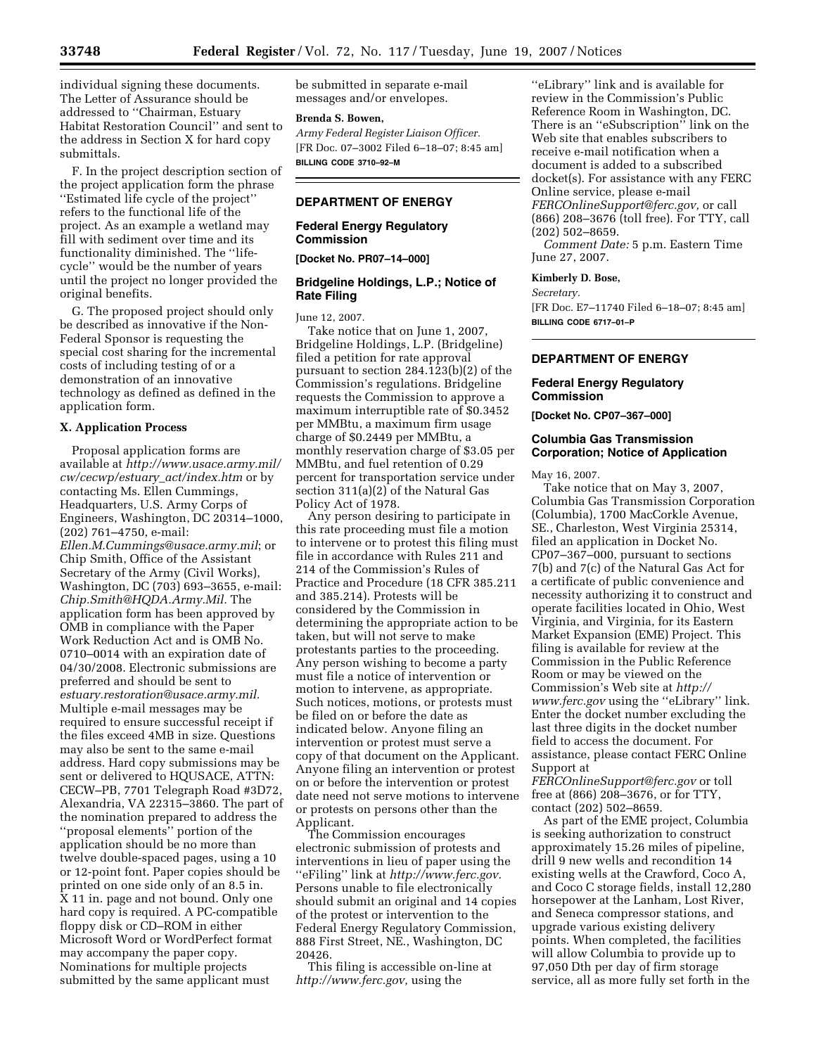individual signing these documents. The Letter of Assurance should be addressed to ''Chairman, Estuary Habitat Restoration Council'' and sent to the address in Section X for hard copy submittals.

F. In the project description section of the project application form the phrase ''Estimated life cycle of the project'' refers to the functional life of the project. As an example a wetland may fill with sediment over time and its functionality diminished. The ''life-cycle'' would be the number of years until the project no longer provided the original benefits.

G. The proposed project should only be described as innovative if the Non-Federal Sponsor is requesting the special cost sharing for the incremental costs of including testing of or a demonstration of an innovative technology as defined as defined in the application form.

### X. Application Process

Proposal application forms are available at *http://www.usace.army.mil/cw/cecwp/estuary_act/index.htm* or by contacting Ms. Ellen Cummings, Headquarters, U.S. Army Corps of Engineers, Washington, DC 20314–1000, (202) 761–4750, e-mail: *Ellen.M.Cummings@usace.army.mil*; or Chip Smith, Office of the Assistant Secretary of the Army (Civil Works), Washington, DC (703) 693–3655, e-mail: *Chip.Smith@HQDA.Army.Mil.* The application form has been approved by OMB in compliance with the Paper Work Reduction Act and is OMB No. 0710–0014 with an expiration date of 04/30/2008. Electronic submissions are preferred and should be sent to *estuary.restoration@usace.army.mil.* Multiple e-mail messages may be required to ensure successful receipt if the files exceed 4MB in size. Questions may also be sent to the same e-mail address. Hard copy submissions may be sent or delivered to HQUSACE, ATTN: CECW–PB, 7701 Telegraph Road #3D72, Alexandria, VA 22315–3860. The part of the nomination prepared to address the ''proposal elements'' portion of the application should be no more than twelve double-spaced pages, using a 10 or 12-point font. Paper copies should be printed on one side only of an 8.5 in. X 11 in. page and not bound. Only one hard copy is required. A PC-compatible floppy disk or CD–ROM in either Microsoft Word or WordPerfect format may accompany the paper copy. Nominations for multiple projects submitted by the same applicant must be submitted in separate e-mail messages and/or envelopes.

**Brenda S. Bowen,**

*Army Federal Register Liaison Officer.*

[FR Doc. 07–3002 Filed 6–18–07; 8:45 am]

**BILLING CODE 3710–92–M**

---

## DEPARTMENT OF ENERGY

### Federal Energy Regulatory Commission

**[Docket No. PR07–14–000]**

### Bridgeline Holdings, L.P.; Notice of Rate Filing

June 12, 2007.

Take notice that on June 1, 2007, Bridgeline Holdings, L.P. (Bridgeline) filed a petition for rate approval pursuant to section 284.123(b)(2) of the Commission's regulations. Bridgeline requests the Commission to approve a maximum interruptible rate of $0.3452 per MMBtu, a maximum firm usage charge of $0.2449 per MMBtu, a monthly reservation charge of $3.05 per MMBtu, and fuel retention of 0.29 percent for transportation service under section 311(a)(2) of the Natural Gas Policy Act of 1978.

Any person desiring to participate in this rate proceeding must file a motion to intervene or to protest this filing must file in accordance with Rules 211 and 214 of the Commission's Rules of Practice and Procedure (18 CFR 385.211 and 385.214). Protests will be considered by the Commission in determining the appropriate action to be taken, but will not serve to make protestants parties to the proceeding. Any person wishing to become a party must file a notice of intervention or motion to intervene, as appropriate. Such notices, motions, or protests must be filed on or before the date as indicated below. Anyone filing an intervention or protest must serve a copy of that document on the Applicant. Anyone filing an intervention or protest on or before the intervention or protest date need not serve motions to intervene or protests on persons other than the Applicant.

The Commission encourages electronic submission of protests and interventions in lieu of paper using the ''eFiling'' link at *http://www.ferc.gov.* Persons unable to file electronically should submit an original and 14 copies of the protest or intervention to the Federal Energy Regulatory Commission, 888 First Street, NE., Washington, DC 20426.

This filing is accessible on-line at *http://www.ferc.gov,* using the ''eLibrary'' link and is available for review in the Commission's Public Reference Room in Washington, DC. There is an ''eSubscription'' link on the Web site that enables subscribers to receive e-mail notification when a document is added to a subscribed docket(s). For assistance with any FERC Online service, please e-mail *FERCOnlineSupport@ferc.gov,* or call (866) 208–3676 (toll free). For TTY, call (202) 502–8659.

*Comment Date:* 5 p.m. Eastern Time June 27, 2007.

**Kimberly D. Bose,**

*Secretary.*

[FR Doc. E7–11740 Filed 6–18–07; 8:45 am]

**BILLING CODE 6717–01–P**

---

## DEPARTMENT OF ENERGY

### Federal Energy Regulatory Commission

**[Docket No. CP07–367–000]**

### Columbia Gas Transmission Corporation; Notice of Application

May 16, 2007.

Take notice that on May 3, 2007, Columbia Gas Transmission Corporation (Columbia), 1700 MacCorkle Avenue, SE., Charleston, West Virginia 25314, filed an application in Docket No. CP07–367–000, pursuant to sections 7(b) and 7(c) of the Natural Gas Act for a certificate of public convenience and necessity authorizing it to construct and operate facilities located in Ohio, West Virginia, and Virginia, for its Eastern Market Expansion (EME) Project. This filing is available for review at the Commission in the Public Reference Room or may be viewed on the Commission's Web site at *http://www.ferc.gov* using the ''eLibrary'' link. Enter the docket number excluding the last three digits in the docket number field to access the document. For assistance, please contact FERC Online Support at *FERCOnlineSupport@ferc.gov* or toll free at (866) 208–3676, or for TTY, contact (202) 502–8659.

As part of the EME project, Columbia is seeking authorization to construct approximately 15.26 miles of pipeline, drill 9 new wells and recondition 14 existing wells at the Crawford, Coco A, and Coco C storage fields, install 12,280 horsepower at the Lanham, Lost River, and Seneca compressor stations, and upgrade various existing delivery points. When completed, the facilities will allow Columbia to provide up to 97,050 Dth per day of firm storage service, all as more fully set forth in the